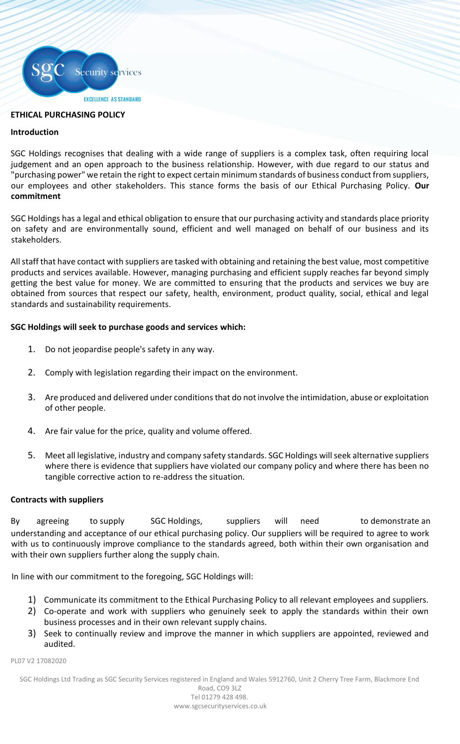SGC Security services

EXCELLENCE AS STANDARD

## ETHICAL PURCHASING POLICY

### Introduction

SGC Holdings recognises that dealing with a wide range of suppliers is a complex task, often requiring local judgement and an open approach to the business relationship. However, with due regard to our status and "purchasing power" we retain the right to expect certain minimum standards of business conduct from suppliers, our employees and other stakeholders. This stance forms the basis of our Ethical Purchasing Policy.

### Our commitment

SGC Holdings has a legal and ethical obligation to ensure that our purchasing activity and standards place priority on safety and are environmentally sound, efficient and well managed on behalf of our business and its stakeholders.

All staff that have contact with suppliers are tasked with obtaining and retaining the best value, most competitive products and services available. However, managing purchasing and efficient supply reaches far beyond simply getting the best value for money. We are committed to ensuring that the products and services we buy are obtained from sources that respect our safety, health, environment, product quality, social, ethical and legal standards and sustainability requirements.

**SGC Holdings will seek to purchase goods and services which:**

1. Do not jeopardise people's safety in any way.
2. Comply with legislation regarding their impact on the environment.
3. Are produced and delivered under conditions that do not involve the intimidation, abuse or exploitation of other people.
4. Are fair value for the price, quality and volume offered.
5. Meet all legislative, industry and company safety standards. SGC Holdings will seek alternative suppliers where there is evidence that suppliers have violated our company policy and where there has been no tangible corrective action to re-address the situation.

### Contracts with suppliers

By agreeing to supply SGC Holdings, suppliers will need to demonstrate an understanding and acceptance of our ethical purchasing policy. Our suppliers will be required to agree to work with us to continuously improve compliance to the standards agreed, both within their own organisation and with their own suppliers further along the supply chain.

In line with our commitment to the foregoing, SGC Holdings will:

1) Communicate its commitment to the Ethical Purchasing Policy to all relevant employees and suppliers.
2) Co-operate and work with suppliers who genuinely seek to apply the standards within their own business processes and in their own relevant supply chains.
3) Seek to continually review and improve the manner in which suppliers are appointed, reviewed and audited.

PL07 V2 17082020

SGC Holdings Ltd Trading as SGC Security Services registered in England and Wales 5912760, Unit 2 Cherry Tree Farm, Blackmore End Road, CO9 3LZ
Tel 01279 428 498.
www.sgcsecurityservices.co.uk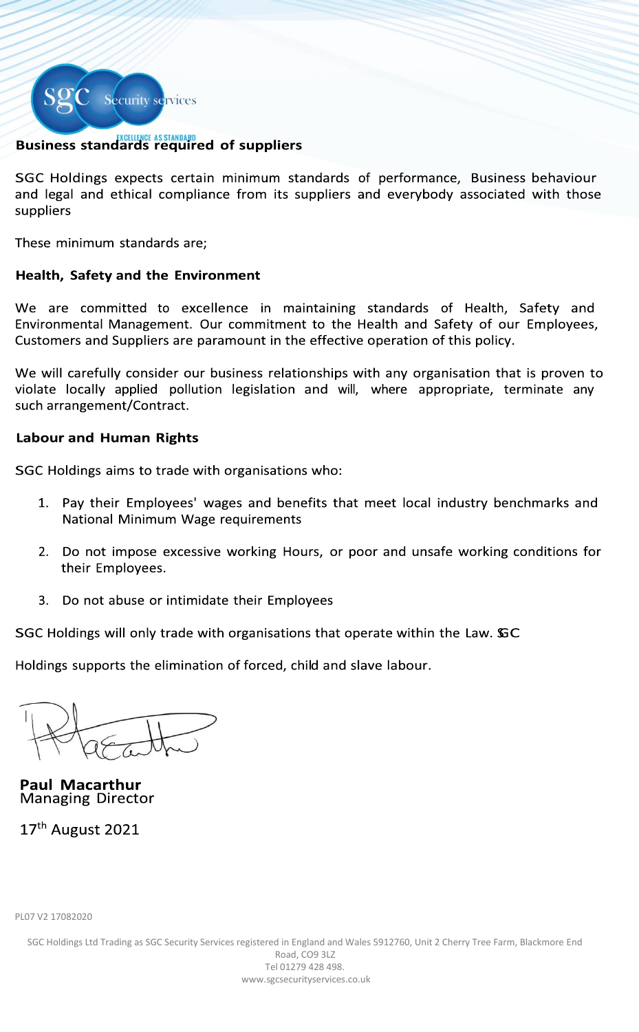## Business standards required of suppliers

SGC Holdings expects certain minimum standards of performance, Business behaviour and legal and ethical compliance from its suppliers and everybody associated with those suppliers

These minimum standards are;

### Health, Safety and the Environment

We are committed to excellence in maintaining standards of Health, Safety and Environmental Management. Our commitment to the Health and Safety of our Employees, Customers and Suppliers are paramount in the effective operation of this policy.

We will carefully consider our business relationships with any organisation that is proven to violate locally applied pollution legislation and will, where appropriate, terminate any such arrangement/Contract.

### Labour and Human Rights

SGC Holdings aims to trade with organisations who:

1. Pay their Employees' wages and benefits that meet local industry benchmarks and National Minimum Wage requirements
2. Do not impose excessive working Hours, or poor and unsafe working conditions for their Employees.
3. Do not abuse or intimidate their Employees

SGC Holdings will only trade with organisations that operate within the Law. SGC

Holdings supports the elimination of forced, child and slave labour.

**Paul Macarthur**
Managing Director

17th August 2021

PL07 V2 17082020

SGC Holdings Ltd Trading as SGC Security Services registered in England and Wales 5912760, Unit 2 Cherry Tree Farm, Blackmore End Road, CO9 3LZ
Tel 01279 428 498.
www.sgcsecurityservices.co.uk